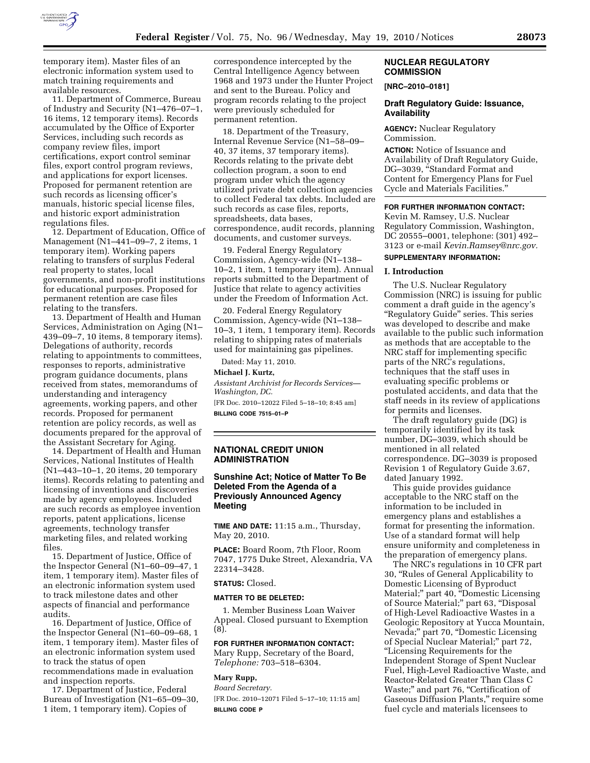temporary item). Master files of an electronic information system used to match training requirements and available resources.

11. Department of Commerce, Bureau of Industry and Security (N1–476–07–1, 16 items, 12 temporary items). Records accumulated by the Office of Exporter Services, including such records as company review files, import certifications, export control seminar files, export control program reviews, and applications for export licenses. Proposed for permanent retention are such records as licensing officer's manuals, historic special license files, and historic export administration regulations files.

12. Department of Education, Office of Management (N1–441–09–7, 2 items, 1 temporary item). Working papers relating to transfers of surplus Federal real property to states, local governments, and non-profit institutions for educational purposes. Proposed for permanent retention are case files relating to the transfers.

13. Department of Health and Human Services, Administration on Aging (N1–439–09–7, 10 items, 8 temporary items). Delegations of authority, records relating to appointments to committees, responses to reports, administrative program guidance documents, plans received from states, memorandums of understanding and interagency agreements, working papers, and other records. Proposed for permanent retention are policy records, as well as documents prepared for the approval of the Assistant Secretary for Aging.

14. Department of Health and Human Services, National Institutes of Health (N1–443–10–1, 20 items, 20 temporary items). Records relating to patenting and licensing of inventions and discoveries made by agency employees. Included are such records as employee invention reports, patent applications, license agreements, technology transfer marketing files, and related working files.

15. Department of Justice, Office of the Inspector General (N1–60–09–47, 1 item, 1 temporary item). Master files of an electronic information system used to track milestone dates and other aspects of financial and performance audits.

16. Department of Justice, Office of the Inspector General (N1–60–09–68, 1 item, 1 temporary item). Master files of an electronic information system used to track the status of open recommendations made in evaluation and inspection reports.

17. Department of Justice, Federal Bureau of Investigation (N1–65–09–30, 1 item, 1 temporary item). Copies of correspondence intercepted by the Central Intelligence Agency between 1968 and 1973 under the Hunter Project and sent to the Bureau. Policy and program records relating to the project were previously scheduled for permanent retention.

18. Department of the Treasury, Internal Revenue Service (N1–58–09–40, 37 items, 37 temporary items). Records relating to the private debt collection program, a soon to end program under which the agency utilized private debt collection agencies to collect Federal tax debts. Included are such records as case files, reports, spreadsheets, data bases, correspondence, audit records, planning documents, and customer surveys.

19. Federal Energy Regulatory Commission, Agency-wide (N1–138–10–2, 1 item, 1 temporary item). Annual reports submitted to the Department of Justice that relate to agency activities under the Freedom of Information Act.

20. Federal Energy Regulatory Commission, Agency-wide (N1–138–10–3, 1 item, 1 temporary item). Records relating to shipping rates of materials used for maintaining gas pipelines.

Dated: May 11, 2010.

**Michael J. Kurtz,**

*Assistant Archivist for Records Services—Washington, DC.*

[FR Doc. 2010–12022 Filed 5–18–10; 8:45 am]

**BILLING CODE 7515–01–P**

## NATIONAL CREDIT UNION ADMINISTRATION

### Sunshine Act; Notice of Matter To Be Deleted From the Agenda of a Previously Announced Agency Meeting

**TIME AND DATE:** 11:15 a.m., Thursday, May 20, 2010.

**PLACE:** Board Room, 7th Floor, Room 7047, 1775 Duke Street, Alexandria, VA 22314–3428.

**STATUS:** Closed.

**MATTER TO BE DELETED:**

1. Member Business Loan Waiver Appeal. Closed pursuant to Exemption (8).

**FOR FURTHER INFORMATION CONTACT:** Mary Rupp, Secretary of the Board, *Telephone:* 703–518–6304.

**Mary Rupp,**

*Board Secretary.*

[FR Doc. 2010–12071 Filed 5–17–10; 11:15 am]

**BILLING CODE P**

## NUCLEAR REGULATORY COMMISSION

**[NRC–2010–0181]**

### Draft Regulatory Guide: Issuance, Availability

**AGENCY:** Nuclear Regulatory Commission.

**ACTION:** Notice of Issuance and Availability of Draft Regulatory Guide, DG–3039, "Standard Format and Content for Emergency Plans for Fuel Cycle and Materials Facilities."

**FOR FURTHER INFORMATION CONTACT:** Kevin M. Ramsey, U.S. Nuclear Regulatory Commission, Washington, DC 20555–0001, telephone: (301) 492–3123 or e-mail *Kevin.Ramsey@nrc.gov.*

**SUPPLEMENTARY INFORMATION:**

**I. Introduction**

The U.S. Nuclear Regulatory Commission (NRC) is issuing for public comment a draft guide in the agency's "Regulatory Guide" series. This series was developed to describe and make available to the public such information as methods that are acceptable to the NRC staff for implementing specific parts of the NRC's regulations, techniques that the staff uses in evaluating specific problems or postulated accidents, and data that the staff needs in its review of applications for permits and licenses.

The draft regulatory guide (DG) is temporarily identified by its task number, DG–3039, which should be mentioned in all related correspondence. DG–3039 is proposed Revision 1 of Regulatory Guide 3.67, dated January 1992.

This guide provides guidance acceptable to the NRC staff on the information to be included in emergency plans and establishes a format for presenting the information. Use of a standard format will help ensure uniformity and completeness in the preparation of emergency plans.

The NRC's regulations in 10 CFR part 30, "Rules of General Applicability to Domestic Licensing of Byproduct Material;" part 40, "Domestic Licensing of Source Material;" part 63, "Disposal of High-Level Radioactive Wastes in a Geologic Repository at Yucca Mountain, Nevada;" part 70, "Domestic Licensing of Special Nuclear Material;" part 72, "Licensing Requirements for the Independent Storage of Spent Nuclear Fuel, High-Level Radioactive Waste, and Reactor-Related Greater Than Class C Waste;" and part 76, "Certification of Gaseous Diffusion Plants," require some fuel cycle and materials licensees to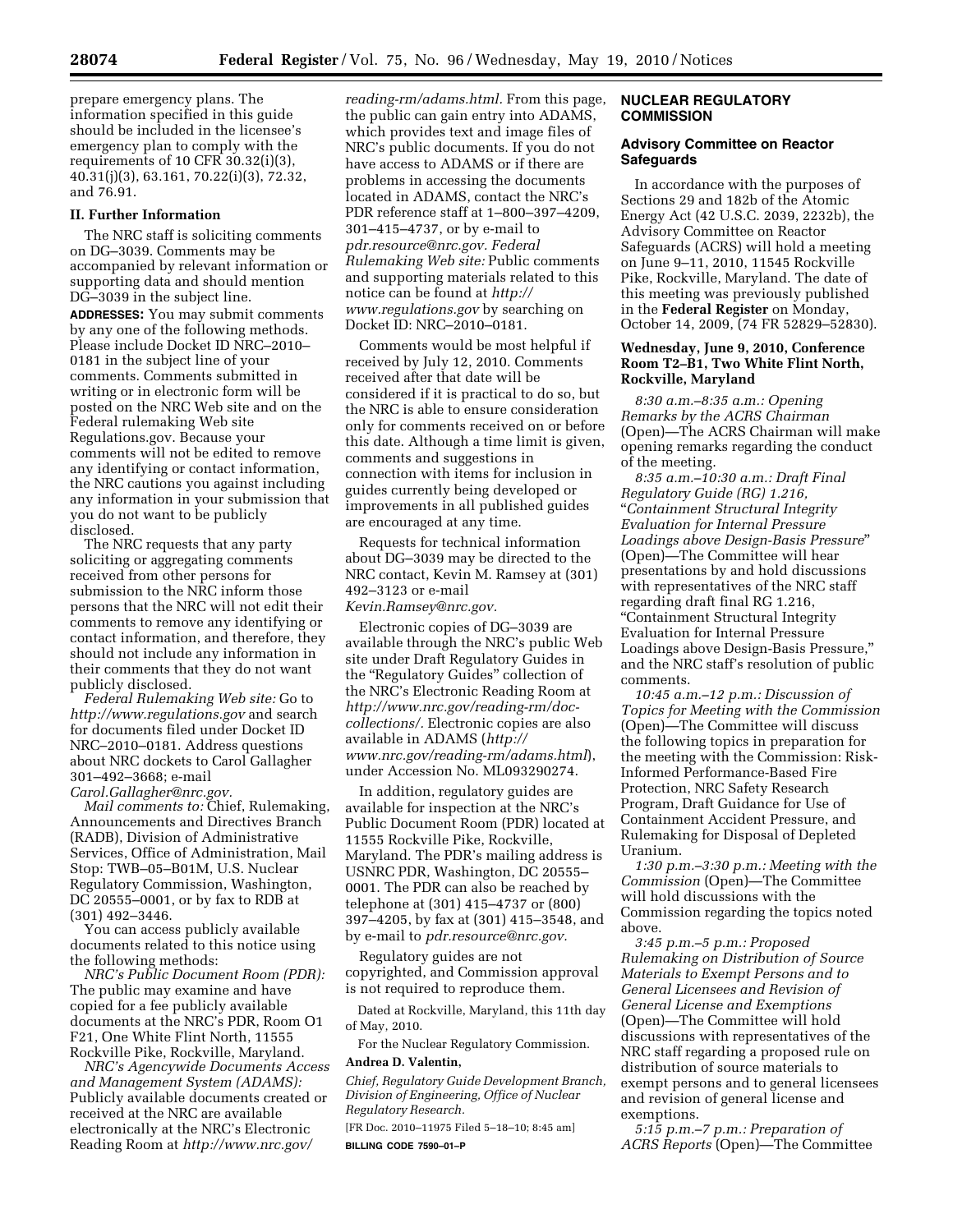prepare emergency plans. The information specified in this guide should be included in the licensee's emergency plan to comply with the requirements of 10 CFR 30.32(i)(3), 40.31(j)(3), 63.161, 70.22(i)(3), 72.32, and 76.91.

## II. Further Information

The NRC staff is soliciting comments on DG–3039. Comments may be accompanied by relevant information or supporting data and should mention DG–3039 in the subject line.

**ADDRESSES:** You may submit comments by any one of the following methods. Please include Docket ID NRC–2010–0181 in the subject line of your comments. Comments submitted in writing or in electronic form will be posted on the NRC Web site and on the Federal rulemaking Web site Regulations.gov. Because your comments will not be edited to remove any identifying or contact information, the NRC cautions you against including any information in your submission that you do not want to be publicly disclosed.

The NRC requests that any party soliciting or aggregating comments received from other persons for submission to the NRC inform those persons that the NRC will not edit their comments to remove any identifying or contact information, and therefore, they should not include any information in their comments that they do not want publicly disclosed.

*Federal Rulemaking Web site:* Go to *http://www.regulations.gov* and search for documents filed under Docket ID NRC–2010–0181. Address questions about NRC dockets to Carol Gallagher 301–492–3668; e-mail *Carol.Gallagher@nrc.gov.*

*Mail comments to:* Chief, Rulemaking, Announcements and Directives Branch (RADB), Division of Administrative Services, Office of Administration, Mail Stop: TWB–05–B01M, U.S. Nuclear Regulatory Commission, Washington, DC 20555–0001, or by fax to RDB at (301) 492–3446.

You can access publicly available documents related to this notice using the following methods:

*NRC's Public Document Room (PDR):* The public may examine and have copied for a fee publicly available documents at the NRC's PDR, Room O1 F21, One White Flint North, 11555 Rockville Pike, Rockville, Maryland.

*NRC's Agencywide Documents Access and Management System (ADAMS):* Publicly available documents created or received at the NRC are available electronically at the NRC's Electronic Reading Room at *http://www.nrc.gov/reading-rm/adams.html.* From this page, the public can gain entry into ADAMS, which provides text and image files of NRC's public documents. If you do not have access to ADAMS or if there are problems in accessing the documents located in ADAMS, contact the NRC's PDR reference staff at 1–800–397–4209, 301–415–4737, or by e-mail to *pdr.resource@nrc.gov. Federal Rulemaking Web site:* Public comments and supporting materials related to this notice can be found at *http://www.regulations.gov* by searching on Docket ID: NRC–2010–0181.

Comments would be most helpful if received by July 12, 2010. Comments received after that date will be considered if it is practical to do so, but the NRC is able to ensure consideration only for comments received on or before this date. Although a time limit is given, comments and suggestions in connection with items for inclusion in guides currently being developed or improvements in all published guides are encouraged at any time.

Requests for technical information about DG–3039 may be directed to the NRC contact, Kevin M. Ramsey at (301) 492–3123 or e-mail *Kevin.Ramsey@nrc.gov.*

Electronic copies of DG–3039 are available through the NRC's public Web site under Draft Regulatory Guides in the "Regulatory Guides" collection of the NRC's Electronic Reading Room at *http://www.nrc.gov/reading-rm/doc-collections/.* Electronic copies are also available in ADAMS (*http://www.nrc.gov/reading-rm/adams.html*), under Accession No. ML093290274.

In addition, regulatory guides are available for inspection at the NRC's Public Document Room (PDR) located at 11555 Rockville Pike, Rockville, Maryland. The PDR's mailing address is USNRC PDR, Washington, DC 20555–0001. The PDR can also be reached by telephone at (301) 415–4737 or (800) 397–4205, by fax at (301) 415–3548, and by e-mail to *pdr.resource@nrc.gov.*

Regulatory guides are not copyrighted, and Commission approval is not required to reproduce them.

Dated at Rockville, Maryland, this 11th day of May, 2010.

For the Nuclear Regulatory Commission.

**Andrea D. Valentin,**

*Chief, Regulatory Guide Development Branch, Division of Engineering, Office of Nuclear Regulatory Research.*

[FR Doc. 2010–11975 Filed 5–18–10; 8:45 am]

**BILLING CODE 7590–01–P**

# NUCLEAR REGULATORY COMMISSION

## Advisory Committee on Reactor Safeguards

In accordance with the purposes of Sections 29 and 182b of the Atomic Energy Act (42 U.S.C. 2039, 2232b), the Advisory Committee on Reactor Safeguards (ACRS) will hold a meeting on June 9–11, 2010, 11545 Rockville Pike, Rockville, Maryland. The date of this meeting was previously published in the **Federal Register** on Monday, October 14, 2009, (74 FR 52829–52830).

### Wednesday, June 9, 2010, Conference Room T2–B1, Two White Flint North, Rockville, Maryland

*8:30 a.m.–8:35 a.m.: Opening Remarks by the ACRS Chairman* (Open)—The ACRS Chairman will make opening remarks regarding the conduct of the meeting.

*8:35 a.m.–10:30 a.m.: Draft Final Regulatory Guide (RG) 1.216, "Containment Structural Integrity Evaluation for Internal Pressure Loadings above Design-Basis Pressure"* (Open)—The Committee will hear presentations by and hold discussions with representatives of the NRC staff regarding draft final RG 1.216, "Containment Structural Integrity Evaluation for Internal Pressure Loadings above Design-Basis Pressure," and the NRC staff's resolution of public comments.

*10:45 a.m.–12 p.m.: Discussion of Topics for Meeting with the Commission* (Open)—The Committee will discuss the following topics in preparation for the meeting with the Commission: Risk-Informed Performance-Based Fire Protection, NRC Safety Research Program, Draft Guidance for Use of Containment Accident Pressure, and Rulemaking for Disposal of Depleted Uranium.

*1:30 p.m.–3:30 p.m.: Meeting with the Commission* (Open)—The Committee will hold discussions with the Commission regarding the topics noted above.

*3:45 p.m.–5 p.m.: Proposed Rulemaking on Distribution of Source Materials to Exempt Persons and to General Licensees and Revision of General License and Exemptions* (Open)—The Committee will hold discussions with representatives of the NRC staff regarding a proposed rule on distribution of source materials to exempt persons and to general licensees and revision of general license and exemptions.

*5:15 p.m.–7 p.m.: Preparation of ACRS Reports* (Open)—The Committee